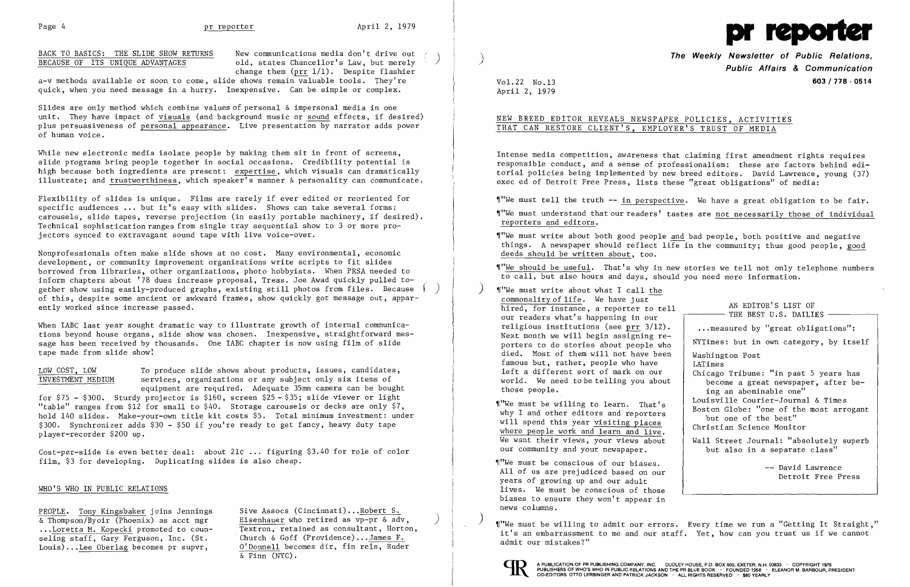## BACK TO BASICS: THE SLIDE SHOW RETURNS BECAUSE OF ITS UNIQUE ADVANTAGES

New communications media don't drive out old, states Chancellor's Law, but merely change them (prr 1/1). Despite flashier a-v methods available or soon to come, slide shows remain valuable tools. They're quick, when you need message in a hurry. Inexpensive. Can be simple or complex.

Slides are only method which combine values of personal & impersonal media in one unit. They have impact of visuals (and background music or sound effects, if desired) plus persuasiveness of personal appearance. Live presentation by narrator adds power of human voice.

While new electronic media isolate people by making them sit in front of screens, slide programs bring people together in social occasions. Credibility potential is high because both ingredients are present: expertise, which visuals can dramatically illustrate; and trustworthiness, which speaker's manner & personality can communicate.

Flexibility of slides is unique. Films are rarely if ever edited or reoriented for specific audiences ... but it's easy with slides. Shows can take several forms: carousels, slide tapes, reverse projection (in easily portable machinery, if desired). Technical sophistication ranges from single tray sequential show to 3 or more projectors synced to extravagant sound tape with live voice-over.

Nonprofessionals often make slide shows at no cost. Many environmental, economic development, or community improvement organizations write scripts to fit slides borrowed from libraries, other organizations, photo hobbyists. When PRSA needed to inform chapters about '78 dues increase proposal, Treas. Joe Awad quickly pulled together show using easily-produced graphs, existing still photos from files. Because of this, despite some ancient or awkward frames, show quickly got message out, apparently worked since increase passed.

When IABC last year sought dramatic way to illustrate growth of internal communications beyond house organs, slide show was chosen. Inexpensive, straightforward message has been received by thousands. One IABC chapter is now using film of slide tape made from slide show!

**LOW COST, LOW INVESTMENT MEDIUM** To produce slide shows about products, issues, candidates, services, organizations or any subject only six items of equipment are required. Adequate 35mm camera can be bought for $75 - $300. Sturdy projector is $160, screen $25 - $35; slide viewer or light "table" ranges from $12 for small to $40. Storage carousels or decks are only $7, hold 140 slides. Make-your-own title kit costs $5. Total minimum investment: under $300. Synchronizer adds $30 - $50 if you're ready to get fancy, heavy duty tape player-recorder $200 up.

Cost-per-slide is even better deal: about 21¢ ... figuring $3.40 for role of color film, $3 for developing. Duplicating slides is also cheap.

## WHO'S WHO IN PUBLIC RELATIONS

PEOPLE. Tony Kingsbaker joins Jennings & Thompson/Byoir (Phoenix) as acct mgr ...Loretta M. Kopecki promoted to counseling staff, Gary Ferguson, Inc. (St. Louis)...Lee Oberlag becomes pr supvr, Sive Assocs (Cincinnati)...Robert S. Eisenhauer who retired as vp-pr & adv, Textron, retained as consultant, Horton, Church & Goff (Providence)...James F. O'Donnell becomes dir, fin rels, Ruder & Finn (NYC).

# pr reporter

**The Weekly Newsletter of Public Relations, Public Affairs & Communication**

603 / 778 - 0514

Vol.22 No.13
April 2, 1979

## NEW BREED EDITOR REVEALS NEWSPAPER POLICIES, ACTIVITIES THAT CAN RESTORE CLIENT'S, EMPLOYER'S TRUST OF MEDIA

Intense media competition, awareness that claiming first amendment rights requires responsible conduct, and a sense of professionalism: these are factors behind editorial policies being implemented by new breed editors. David Lawrence, young (37) exec ed of Detroit Free Press, lists these "great obligations" of media:

¶"We must tell the truth -- in perspective. We have a great obligation to be fair.

¶"We must understand that our readers' tastes are not necessarily those of individual reporters and editors.

¶"We must write about both good people and bad people, both positive and negative things. A newspaper should reflect life in the community; thus good people, good deeds should be written about, too.

¶"We should be useful. That's why in new stories we tell not only telephone numbers to call, but also hours and days, should you need more information.

¶"We must write about what I call the commonality of life. We have just hired, for instance, a reporter to tell our readers what's happening in our religious institutions (see prr 3/12). Next month we will begin assigning reporters to do stories about people who died. Most of them will not have been famous but, rather, people who have left a different sort of mark on our world. We need to be telling you about those people.

¶"We must be willing to learn. That's why I and other editors and reporters will spend this year visiting places where people work and learn and live. We want their views, your views about our community and your newspaper.

¶"We must be conscious of our biases. All of us are prejudiced based on our years of growing up and our adult lives. We must be conscious of those biases to ensure they won't appear in news columns.

¶"We must be willing to admit our errors. Every time we run a "Getting It Straight," it's an embarrassment to me and our staff. Yet, how can you trust us if we cannot admit our mistakes?"

> **AN EDITOR'S LIST OF THE BEST U.S. DAILIES**
>
> ...measured by "great obligations":
>
> NYTimes: but in own category, by itself
>
> Washington Post
> LATimes
> Chicago Tribune: "in past 5 years has become a great newspaper, after being an abominable one"
> Louisville Courier-Journal & Times
> Boston Globe: "one of the most arrogant but one of the best"
> Christian Science Monitor
>
> Wall Street Journal: "absolutely superb but also in a separate class"
>
> -- David Lawrence
> Detroit Free Press

A PUBLICATION OF PR PUBLISHING COMPANY, INC. DUDLEY HOUSE, P.O. BOX 600, EXETER, N.H. 03833 · COPYRIGHT 1979 PUBLISHERS OF WHO'S WHO IN PUBLIC RELATIONS AND THE PR BLUE BOOK · FOUNDED 1958 · ELEANOR M. BARBOUR, PRESIDENT CO-EDITORS: OTTO LERBINGER AND PATRICK JACKSON · ALL RIGHTS RESERVED · $80 YEARLY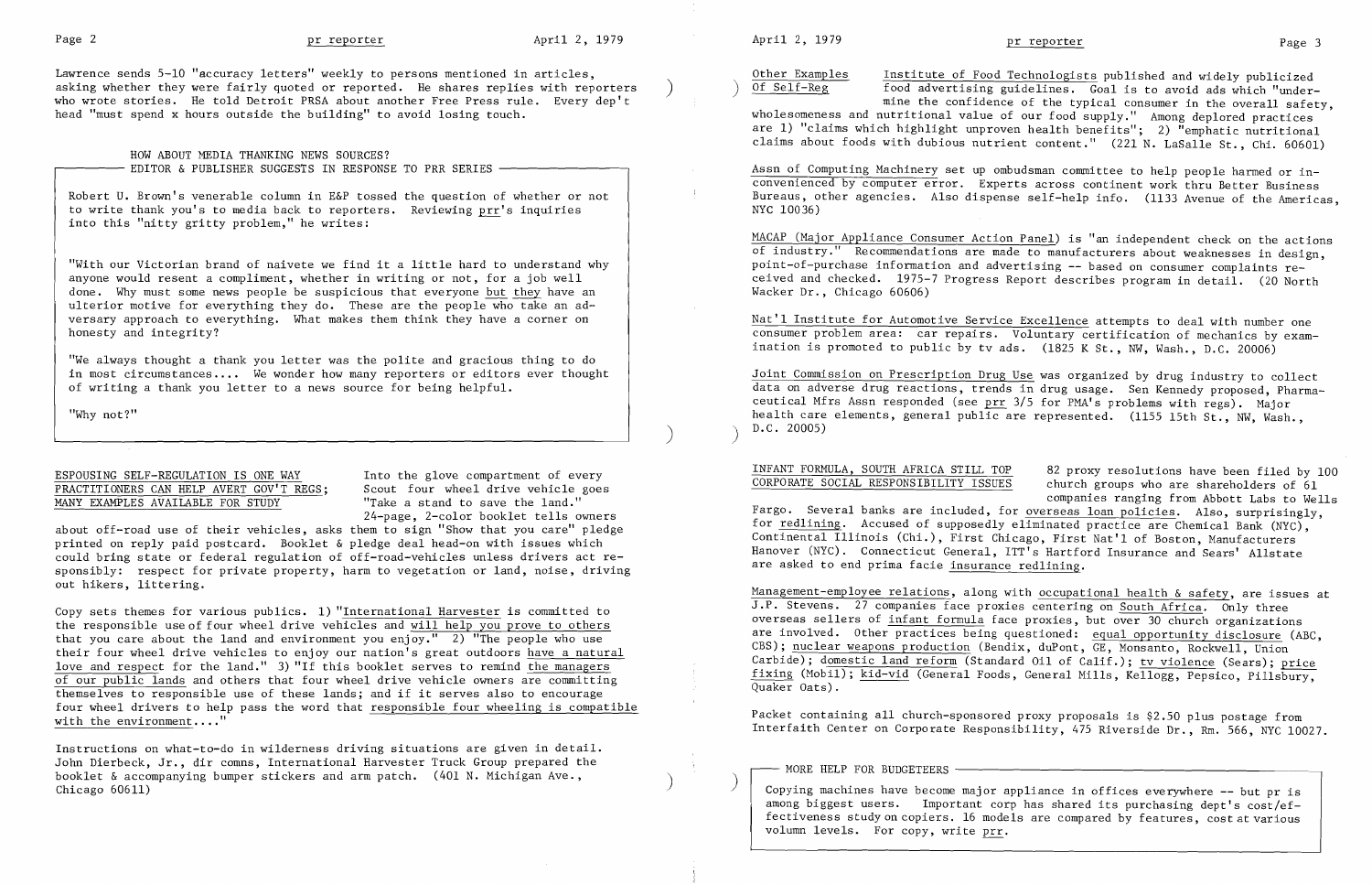Lawrence sends 5-10 "accuracy letters" weekly to persons mentioned in articles, asking whether they were fairly quoted or reported. He shares replies with reporters who wrote stories. He told Detroit PRSA about another Free Press rule. Every dep't head "must spend x hours outside the building" to avoid losing touch.

### HOW ABOUT MEDIA THANKING NEWS SOURCES?
### EDITOR & PUBLISHER SUGGESTS IN RESPONSE TO PRR SERIES

Robert U. Brown's venerable column in E&P tossed the question of whether or not to write thank you's to media back to reporters. Reviewing prr's inquiries into this "nitty gritty problem," he writes:

"With our Victorian brand of naivete we find it a little hard to understand why anyone would resent a compliment, whether in writing or not, for a job well done. Why must some news people be suspicious that everyone but they have an ulterior motive for everything they do. These are the people who take an adversary approach to everything. What makes them think they have a corner on honesty and integrity?

"We always thought a thank you letter was the polite and gracious thing to do in most circumstances.... We wonder how many reporters or editors ever thought of writing a thank you letter to a news source for being helpful.

"Why not?"

## ESPOUSING SELF-REGULATION IS ONE WAY PRACTITIONERS CAN HELP AVERT GOV'T REGS; MANY EXAMPLES AVAILABLE FOR STUDY

Into the glove compartment of every Scout four wheel drive vehicle goes "Take a stand to save the land." 24-page, 2-color booklet tells owners about off-road use of their vehicles, asks them to sign "Show that you care" pledge printed on reply paid postcard. Booklet & pledge deal head-on with issues which could bring state or federal regulation of off-road-vehicles unless drivers act responsibly: respect for private property, harm to vegetation or land, noise, driving out hikers, littering.

Copy sets themes for various publics. 1) "International Harvester is committed to the responsible use of four wheel drive vehicles and will help you prove to others that you care about the land and environment you enjoy." 2) "The people who use their four wheel drive vehicles to enjoy our nation's great outdoors have a natural love and respect for the land." 3) "If this booklet serves to remind the managers of our public lands and others that four wheel drive vehicle owners are committing themselves to responsible use of these lands; and if it serves also to encourage four wheel drivers to help pass the word that responsible four wheeling is compatible with the environment...."

Instructions on what-to-do in wilderness driving situations are given in detail. John Dierbeck, Jr., dir comns, International Harvester Truck Group prepared the booklet & accompanying bumper stickers and arm patch. (401 N. Michigan Ave., Chicago 60611)

**Other Examples Of Self-Reg** — Institute of Food Technologists published and widely publicized food advertising guidelines. Goal is to avoid ads which "undermine the confidence of the typical consumer in the overall safety, wholesomeness and nutritional value of our food supply." Among deplored practices are 1) "claims which highlight unproven health benefits"; 2) "emphatic nutritional claims about foods with dubious nutrient content." (221 N. LaSalle St., Chi. 60601)

Assn of Computing Machinery set up ombudsman committee to help people harmed or inconvenienced by computer error. Experts across continent work thru Better Business Bureaus, other agencies. Also dispense self-help info. (1133 Avenue of the Americas, NYC 10036)

MACAP (Major Appliance Consumer Action Panel) is "an independent check on the actions of industry." Recommendations are made to manufacturers about weaknesses in design, point-of-purchase information and advertising -- based on consumer complaints received and checked. 1975-7 Progress Report describes program in detail. (20 North Wacker Dr., Chicago 60606)

Nat'l Institute for Automotive Service Excellence attempts to deal with number one consumer problem area: car repairs. Voluntary certification of mechanics by examination is promoted to public by tv ads. (1825 K St., NW, Wash., D.C. 20006)

Joint Commission on Prescription Drug Use was organized by drug industry to collect data on adverse drug reactions, trends in drug usage. Sen Kennedy proposed, Pharmaceutical Mfrs Assn responded (see prr 3/5 for PMA's problems with regs). Major health care elements, general public are represented. (1155 15th St., NW, Wash., D.C. 20005)

## INFANT FORMULA, SOUTH AFRICA STILL TOP CORPORATE SOCIAL RESPONSIBILITY ISSUES

82 proxy resolutions have been filed by 100 church groups who are shareholders of 61 companies ranging from Abbott Labs to Wells Fargo. Several banks are included, for overseas loan policies. Also, surprisingly, for redlining. Accused of supposedly eliminated practice are Chemical Bank (NYC), Continental Illinois (Chi.), First Chicago, First Nat'l of Boston, Manufacturers Hanover (NYC). Connecticut General, ITT's Hartford Insurance and Sears' Allstate are asked to end prima facie insurance redlining.

Management-employee relations, along with occupational health & safety, are issues at J.P. Stevens. 27 companies face proxies centering on South Africa. Only three overseas sellers of infant formula face proxies, but over 30 church organizations are involved. Other practices being questioned: equal opportunity disclosure (ABC, CBS); nuclear weapons production (Bendix, duPont, GE, Monsanto, Rockwell, Union Carbide); domestic land reform (Standard Oil of Calif.); tv violence (Sears); price fixing (Mobil); kid-vid (General Foods, General Mills, Kellogg, Pepsico, Pillsbury, Quaker Oats).

Packet containing all church-sponsored proxy proposals is $2.50 plus postage from Interfaith Center on Corporate Responsibility, 475 Riverside Dr., Rm. 566, NYC 10027.

### MORE HELP FOR BUDGETEERS

Copying machines have become major appliance in offices everywhere -- but pr is among biggest users. Important corp has shared its purchasing dept's cost/effectiveness study on copiers. 16 models are compared by features, cost at various volumn levels. For copy, write prr.